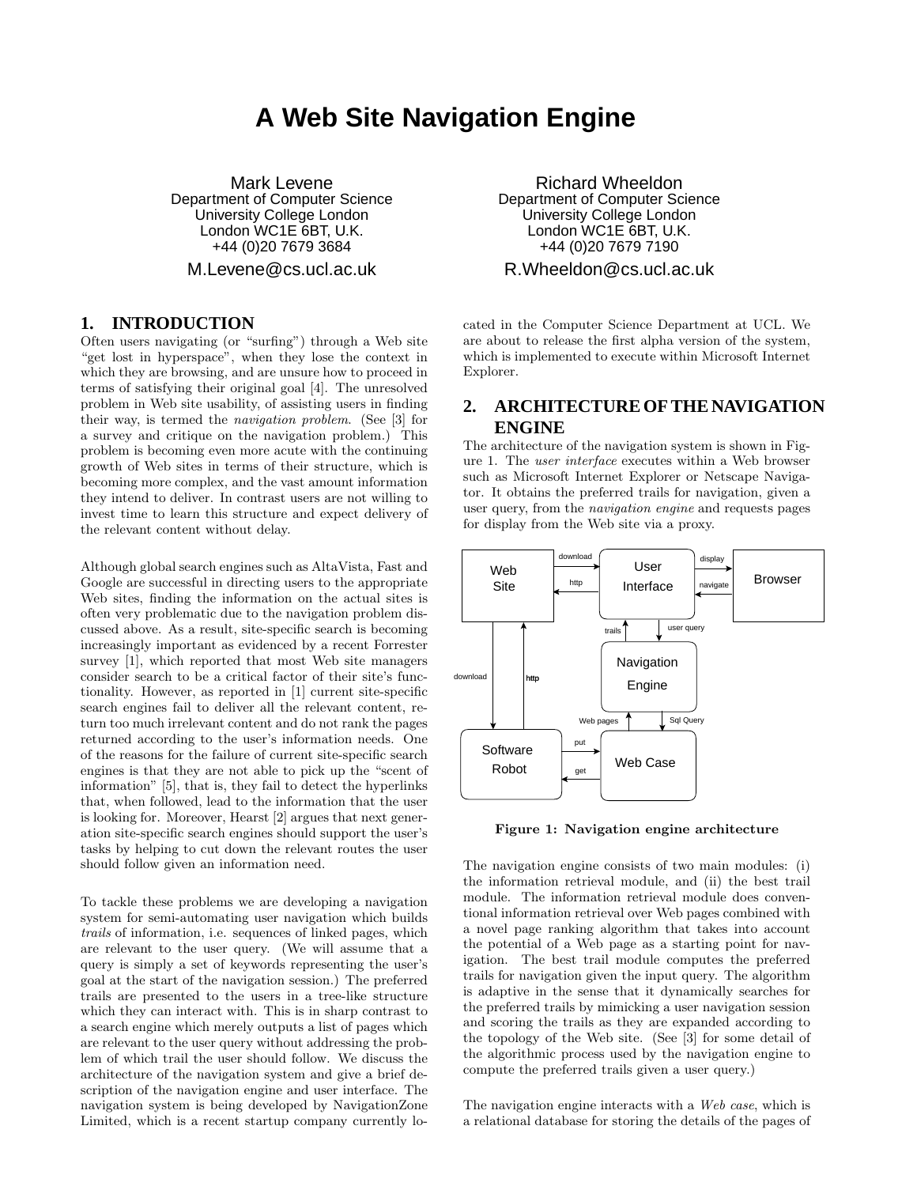# A Web Site Navigation Engine

Mark Levene
Department of Computer Science
University College London
London WC1E 6BT, U.K.
+44 (0)20 7679 3684
M.Levene@cs.ucl.ac.uk

Richard Wheeldon
Department of Computer Science
University College London
London WC1E 6BT, U.K.
+44 (0)20 7679 7190
R.Wheeldon@cs.ucl.ac.uk

## 1. INTRODUCTION

Often users navigating (or "surfing") through a Web site "get lost in hyperspace", when they lose the context in which they are browsing, and are unsure how to proceed in terms of satisfying their original goal [4]. The unresolved problem in Web site usability, of assisting users in finding their way, is termed the *navigation problem*. (See [3] for a survey and critique on the navigation problem.) This problem is becoming even more acute with the continuing growth of Web sites in terms of their structure, which is becoming more complex, and the vast amount information they intend to deliver. In contrast users are not willing to invest time to learn this structure and expect delivery of the relevant content without delay.

Although global search engines such as AltaVista, Fast and Google are successful in directing users to the appropriate Web sites, finding the information on the actual sites is often very problematic due to the navigation problem discussed above. As a result, site-specific search is becoming increasingly important as evidenced by a recent Forrester survey [1], which reported that most Web site managers consider search to be a critical factor of their site's functionality. However, as reported in [1] current site-specific search engines fail to deliver all the relevant content, return too much irrelevant content and do not rank the pages returned according to the user's information needs. One of the reasons for the failure of current site-specific search engines is that they are not able to pick up the "scent of information" [5], that is, they fail to detect the hyperlinks that, when followed, lead to the information that the user is looking for. Moreover, Hearst [2] argues that next generation site-specific search engines should support the user's tasks by helping to cut down the relevant routes the user should follow given an information need.

To tackle these problems we are developing a navigation system for semi-automating user navigation which builds *trails* of information, i.e. sequences of linked pages, which are relevant to the user query. (We will assume that a query is simply a set of keywords representing the user's goal at the start of the navigation session.) The preferred trails are presented to the users in a tree-like structure which they can interact with. This is in sharp contrast to a search engine which merely outputs a list of pages which are relevant to the user query without addressing the problem of which trail the user should follow. We discuss the architecture of the navigation system and give a brief description of the navigation engine and user interface. The navigation system is being developed by NavigationZone Limited, which is a recent startup company currently located in the Computer Science Department at UCL. We are about to release the first alpha version of the system, which is implemented to execute within Microsoft Internet Explorer.

## 2. ARCHITECTURE OF THE NAVIGATION ENGINE

The architecture of the navigation system is shown in Figure 1. The *user interface* executes within a Web browser such as Microsoft Internet Explorer or Netscape Navigator. It obtains the preferred trails for navigation, given a user query, from the *navigation engine* and requests pages for display from the Web site via a proxy.

**Figure 1: Navigation engine architecture**

The navigation engine consists of two main modules: (i) the information retrieval module, and (ii) the best trail module. The information retrieval module does conventional information retrieval over Web pages combined with a novel page ranking algorithm that takes into account the potential of a Web page as a starting point for navigation. The best trail module computes the preferred trails for navigation given the input query. The algorithm is adaptive in the sense that it dynamically searches for the preferred trails by mimicking a user navigation session and scoring the trails as they are expanded according to the topology of the Web site. (See [3] for some detail of the algorithmic process used by the navigation engine to compute the preferred trails given a user query.)

The navigation engine interacts with a *Web case*, which is a relational database for storing the details of the pages of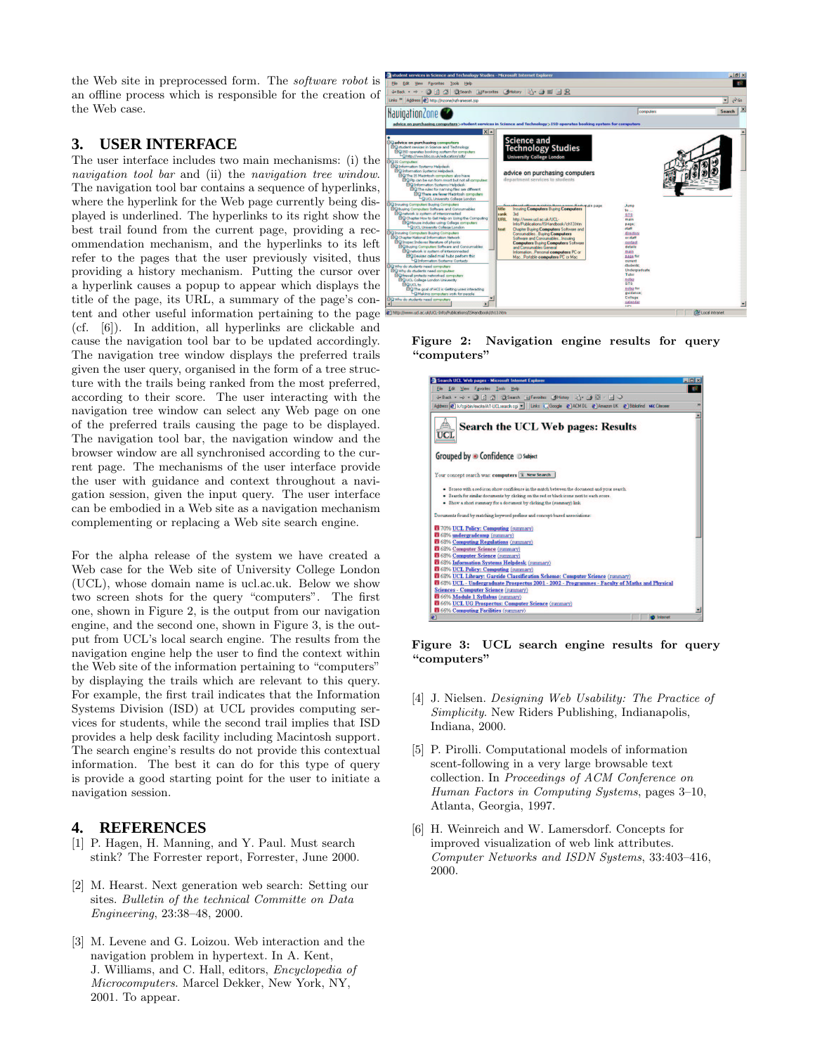the Web site in preprocessed form. The *software robot* is an offline process which is responsible for the creation of the Web case.

## 3. USER INTERFACE

The user interface includes two main mechanisms: (i) the *navigation tool bar* and (ii) the *navigation tree window*. The navigation tool bar contains a sequence of hyperlinks, where the hyperlink for the Web page currently being displayed is underlined. The hyperlinks to its right show the best trail found from the current page, providing a recommendation mechanism, and the hyperlinks to its left refer to the pages that the user previously visited, thus providing a history mechanism. Putting the cursor over a hyperlink causes a popup to appear which displays the title of the page, its URL, a summary of the page's content and other useful information pertaining to the page (cf. [6]). In addition, all hyperlinks are clickable and cause the navigation tool bar to be updated accordingly. The navigation tree window displays the preferred trails given the user query, organised in the form of a tree structure with the trails being ranked from the most preferred, according to their score. The user interacting with the navigation tree window can select any Web page on one of the preferred trails causing the page to be displayed. The navigation tool bar, the navigation window and the browser window are all synchronised according to the current page. The mechanisms of the user interface provide the user with guidance and context throughout a navigation session, given the input query. The user interface can be embodied in a Web site as a navigation mechanism complementing or replacing a Web site search engine.

For the alpha release of the system we have created a Web case for the Web site of University College London (UCL), whose domain name is ucl.ac.uk. Below we show two screen shots for the query "computers". The first one, shown in Figure 2, is the output from our navigation engine, and the second one, shown in Figure 3, is the output from UCL's local search engine. The results from the navigation engine help the user to find the context within the Web site of the information pertaining to "computers" by displaying the trails which are relevant to this query. For example, the first trail indicates that the Information Systems Division (ISD) at UCL provides computing services for students, while the second trail implies that ISD provides a help desk facility including Macintosh support. The search engine's results do not provide this contextual information. The best it can do for this type of query is provide a good starting point for the user to initiate a navigation session.

**Figure 2: Navigation engine results for query "computers"**

**Figure 3: UCL search engine results for query "computers"**

## 4. REFERENCES

[1] P. Hagen, H. Manning, and Y. Paul. Must search stink? The Forrester report, Forrester, June 2000.

[2] M. Hearst. Next generation web search: Setting our sites. *Bulletin of the technical Committe on Data Engineering*, 23:38–48, 2000.

[3] M. Levene and G. Loizou. Web interaction and the navigation problem in hypertext. In A. Kent, J. Williams, and C. Hall, editors, *Encyclopedia of Microcomputers*. Marcel Dekker, New York, NY, 2001. To appear.

[4] J. Nielsen. *Designing Web Usability: The Practice of Simplicity*. New Riders Publishing, Indianapolis, Indiana, 2000.

[5] P. Pirolli. Computational models of information scent-following in a very large browsable text collection. In *Proceedings of ACM Conference on Human Factors in Computing Systems*, pages 3–10, Atlanta, Georgia, 1997.

[6] H. Weinreich and W. Lamersdorf. Concepts for improved visualization of web link attributes. *Computer Networks and ISDN Systems*, 33:403–416, 2000.